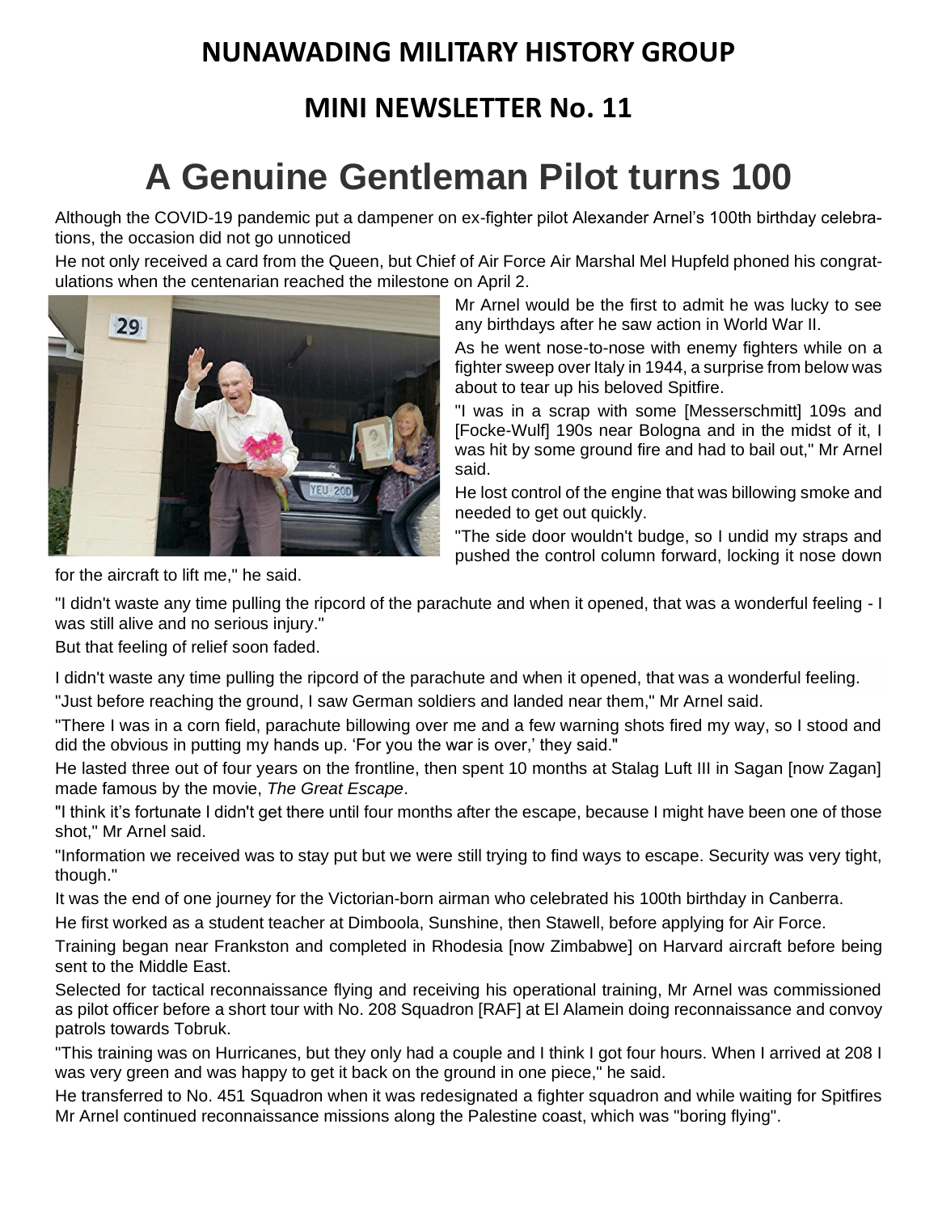## NUNAWADING MILITARY HISTORY GROUP

## MINI NEWSLETTER No. 11

# A Genuine Gentleman Pilot turns 100

Although the COVID-19 pandemic put a dampener on ex-fighter pilot Alexander Arnel's 100th birthday celebrations, the occasion did not go unnoticed

He not only received a card from the Queen, but Chief of Air Force Air Marshal Mel Hupfeld phoned his congratulations when the centenarian reached the milestone on April 2.

Mr Arnel would be the first to admit he was lucky to see any birthdays after he saw action in World War II.

As he went nose-to-nose with enemy fighters while on a fighter sweep over Italy in 1944, a surprise from below was about to tear up his beloved Spitfire.

"I was in a scrap with some [Messerschmitt] 109s and [Focke-Wulf] 190s near Bologna and in the midst of it, I was hit by some ground fire and had to bail out," Mr Arnel said.

He lost control of the engine that was billowing smoke and needed to get out quickly.

"The side door wouldn't budge, so I undid my straps and pushed the control column forward, locking it nose down for the aircraft to lift me," he said.

"I didn't waste any time pulling the ripcord of the parachute and when it opened, that was a wonderful feeling - I was still alive and no serious injury."

But that feeling of relief soon faded.

I didn't waste any time pulling the ripcord of the parachute and when it opened, that was a wonderful feeling.

"Just before reaching the ground, I saw German soldiers and landed near them," Mr Arnel said.

"There I was in a corn field, parachute billowing over me and a few warning shots fired my way, so I stood and did the obvious in putting my hands up. 'For you the war is over,' they said."

He lasted three out of four years on the frontline, then spent 10 months at Stalag Luft III in Sagan [now Zagan] made famous by the movie, *The Great Escape*.

"I think it's fortunate I didn't get there until four months after the escape, because I might have been one of those shot," Mr Arnel said.

"Information we received was to stay put but we were still trying to find ways to escape. Security was very tight, though."

It was the end of one journey for the Victorian-born airman who celebrated his 100th birthday in Canberra.

He first worked as a student teacher at Dimboola, Sunshine, then Stawell, before applying for Air Force.

Training began near Frankston and completed in Rhodesia [now Zimbabwe] on Harvard aircraft before being sent to the Middle East.

Selected for tactical reconnaissance flying and receiving his operational training, Mr Arnel was commissioned as pilot officer before a short tour with No. 208 Squadron [RAF] at El Alamein doing reconnaissance and convoy patrols towards Tobruk.

"This training was on Hurricanes, but they only had a couple and I think I got four hours. When I arrived at 208 I was very green and was happy to get it back on the ground in one piece," he said.

He transferred to No. 451 Squadron when it was redesignated a fighter squadron and while waiting for Spitfires Mr Arnel continued reconnaissance missions along the Palestine coast, which was "boring flying".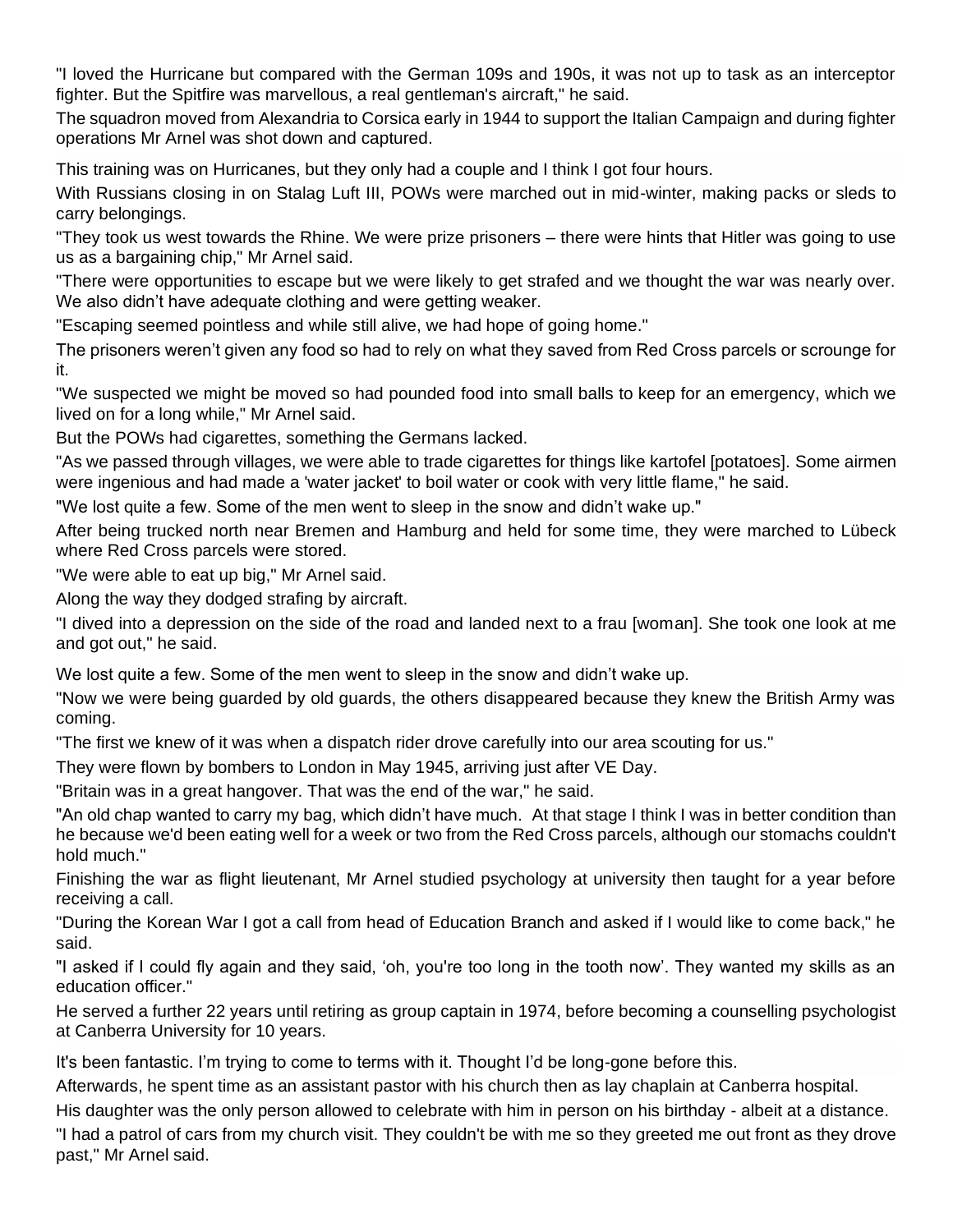"I loved the Hurricane but compared with the German 109s and 190s, it was not up to task as an interceptor fighter. But the Spitfire was marvellous, a real gentleman's aircraft," he said.

The squadron moved from Alexandria to Corsica early in 1944 to support the Italian Campaign and during fighter operations Mr Arnel was shot down and captured.

This training was on Hurricanes, but they only had a couple and I think I got four hours.

With Russians closing in on Stalag Luft III, POWs were marched out in mid-winter, making packs or sleds to carry belongings.

"They took us west towards the Rhine. We were prize prisoners – there were hints that Hitler was going to use us as a bargaining chip," Mr Arnel said.

"There were opportunities to escape but we were likely to get strafed and we thought the war was nearly over. We also didn't have adequate clothing and were getting weaker.

"Escaping seemed pointless and while still alive, we had hope of going home."

The prisoners weren't given any food so had to rely on what they saved from Red Cross parcels or scrounge for it.

"We suspected we might be moved so had pounded food into small balls to keep for an emergency, which we lived on for a long while," Mr Arnel said.

But the POWs had cigarettes, something the Germans lacked.

"As we passed through villages, we were able to trade cigarettes for things like kartofel [potatoes]. Some airmen were ingenious and had made a 'water jacket' to boil water or cook with very little flame," he said.

"We lost quite a few. Some of the men went to sleep in the snow and didn't wake up."

After being trucked north near Bremen and Hamburg and held for some time, they were marched to Lübeck where Red Cross parcels were stored.

"We were able to eat up big," Mr Arnel said.

Along the way they dodged strafing by aircraft.

"I dived into a depression on the side of the road and landed next to a frau [woman]. She took one look at me and got out," he said.

We lost quite a few. Some of the men went to sleep in the snow and didn't wake up.

"Now we were being guarded by old guards, the others disappeared because they knew the British Army was coming.

"The first we knew of it was when a dispatch rider drove carefully into our area scouting for us."

They were flown by bombers to London in May 1945, arriving just after VE Day.

"Britain was in a great hangover. That was the end of the war," he said.

"An old chap wanted to carry my bag, which didn't have much. At that stage I think I was in better condition than he because we'd been eating well for a week or two from the Red Cross parcels, although our stomachs couldn't hold much."

Finishing the war as flight lieutenant, Mr Arnel studied psychology at university then taught for a year before receiving a call.

"During the Korean War I got a call from head of Education Branch and asked if I would like to come back," he said.

"I asked if I could fly again and they said, 'oh, you're too long in the tooth now'. They wanted my skills as an education officer."

He served a further 22 years until retiring as group captain in 1974, before becoming a counselling psychologist at Canberra University for 10 years.

It's been fantastic. I'm trying to come to terms with it. Thought I'd be long-gone before this.

Afterwards, he spent time as an assistant pastor with his church then as lay chaplain at Canberra hospital.

His daughter was the only person allowed to celebrate with him in person on his birthday - albeit at a distance.

"I had a patrol of cars from my church visit. They couldn't be with me so they greeted me out front as they drove past," Mr Arnel said.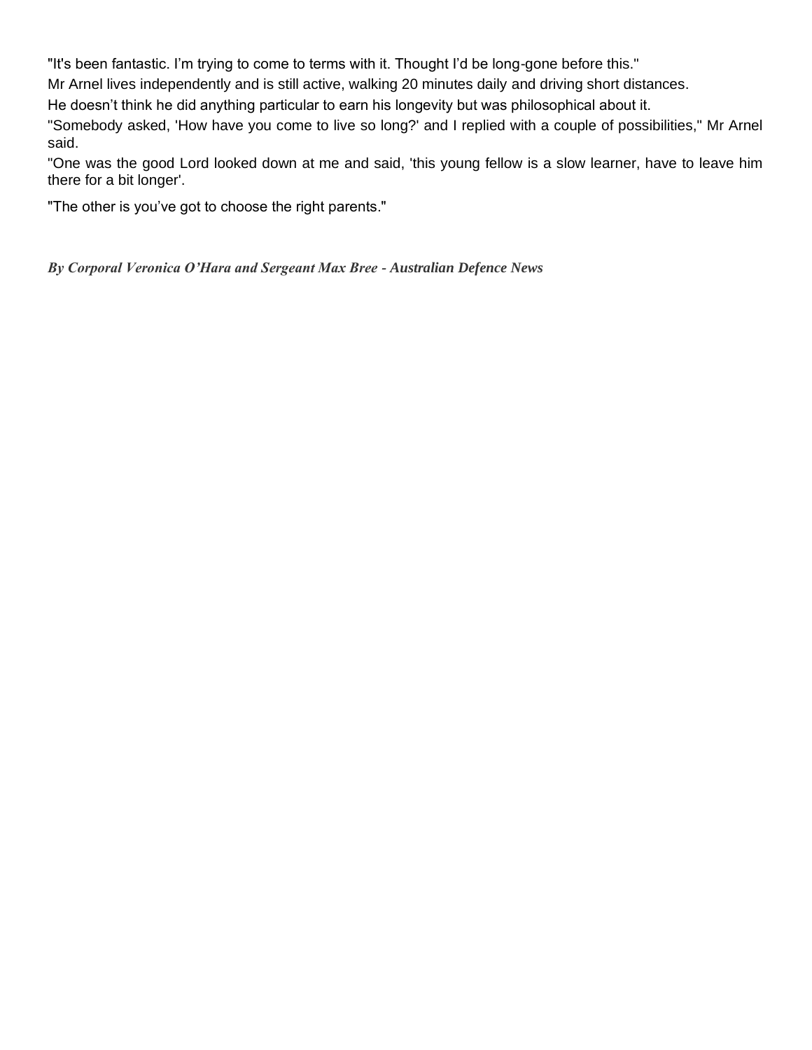"It's been fantastic. I'm trying to come to terms with it. Thought I'd be long-gone before this."

Mr Arnel lives independently and is still active, walking 20 minutes daily and driving short distances.

He doesn't think he did anything particular to earn his longevity but was philosophical about it.

"Somebody asked, 'How have you come to live so long?' and I replied with a couple of possibilities," Mr Arnel said.

"One was the good Lord looked down at me and said, 'this young fellow is a slow learner, have to leave him there for a bit longer'.

"The other is you've got to choose the right parents."

***By Corporal Veronica O'Hara and Sergeant Max Bree - Australian Defence News***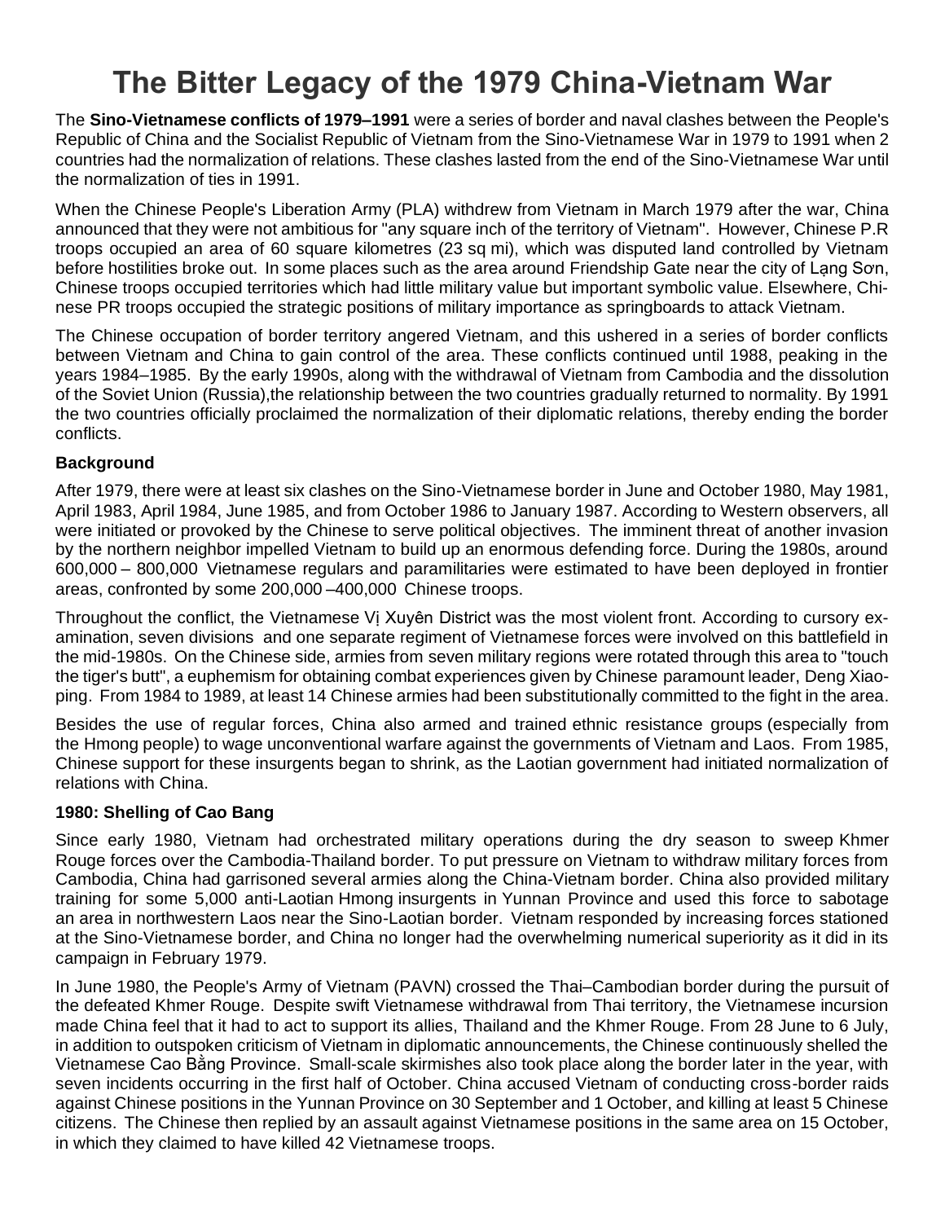# The Bitter Legacy of the 1979 China-Vietnam War

The **Sino-Vietnamese conflicts of 1979–1991** were a series of border and naval clashes between the People's Republic of China and the Socialist Republic of Vietnam from the Sino-Vietnamese War in 1979 to 1991 when 2 countries had the normalization of relations. These clashes lasted from the end of the Sino-Vietnamese War until the normalization of ties in 1991.

When the Chinese People's Liberation Army (PLA) withdrew from Vietnam in March 1979 after the war, China announced that they were not ambitious for "any square inch of the territory of Vietnam". However, Chinese P.R troops occupied an area of 60 square kilometres (23 sq mi), which was disputed land controlled by Vietnam before hostilities broke out. In some places such as the area around Friendship Gate near the city of Lạng Sơn, Chinese troops occupied territories which had little military value but important symbolic value. Elsewhere, Chinese PR troops occupied the strategic positions of military importance as springboards to attack Vietnam.

The Chinese occupation of border territory angered Vietnam, and this ushered in a series of border conflicts between Vietnam and China to gain control of the area. These conflicts continued until 1988, peaking in the years 1984–1985. By the early 1990s, along with the withdrawal of Vietnam from Cambodia and the dissolution of the Soviet Union (Russia),the relationship between the two countries gradually returned to normality. By 1991 the two countries officially proclaimed the normalization of their diplomatic relations, thereby ending the border conflicts.

### Background

After 1979, there were at least six clashes on the Sino-Vietnamese border in June and October 1980, May 1981, April 1983, April 1984, June 1985, and from October 1986 to January 1987. According to Western observers, all were initiated or provoked by the Chinese to serve political objectives. The imminent threat of another invasion by the northern neighbor impelled Vietnam to build up an enormous defending force. During the 1980s, around 600,000 – 800,000 Vietnamese regulars and paramilitaries were estimated to have been deployed in frontier areas, confronted by some 200,000 –400,000 Chinese troops.

Throughout the conflict, the Vietnamese Vị Xuyên District was the most violent front. According to cursory examination, seven divisions and one separate regiment of Vietnamese forces were involved on this battlefield in the mid-1980s. On the Chinese side, armies from seven military regions were rotated through this area to "touch the tiger's butt", a euphemism for obtaining combat experiences given by Chinese paramount leader, Deng Xiaoping. From 1984 to 1989, at least 14 Chinese armies had been substitutionally committed to the fight in the area.

Besides the use of regular forces, China also armed and trained ethnic resistance groups (especially from the Hmong people) to wage unconventional warfare against the governments of Vietnam and Laos. From 1985, Chinese support for these insurgents began to shrink, as the Laotian government had initiated normalization of relations with China.

### 1980: Shelling of Cao Bang

Since early 1980, Vietnam had orchestrated military operations during the dry season to sweep Khmer Rouge forces over the Cambodia-Thailand border. To put pressure on Vietnam to withdraw military forces from Cambodia, China had garrisoned several armies along the China-Vietnam border. China also provided military training for some 5,000 anti-Laotian Hmong insurgents in Yunnan Province and used this force to sabotage an area in northwestern Laos near the Sino-Laotian border. Vietnam responded by increasing forces stationed at the Sino-Vietnamese border, and China no longer had the overwhelming numerical superiority as it did in its campaign in February 1979.

In June 1980, the People's Army of Vietnam (PAVN) crossed the Thai–Cambodian border during the pursuit of the defeated Khmer Rouge. Despite swift Vietnamese withdrawal from Thai territory, the Vietnamese incursion made China feel that it had to act to support its allies, Thailand and the Khmer Rouge. From 28 June to 6 July, in addition to outspoken criticism of Vietnam in diplomatic announcements, the Chinese continuously shelled the Vietnamese Cao Bằng Province. Small-scale skirmishes also took place along the border later in the year, with seven incidents occurring in the first half of October. China accused Vietnam of conducting cross-border raids against Chinese positions in the Yunnan Province on 30 September and 1 October, and killing at least 5 Chinese citizens. The Chinese then replied by an assault against Vietnamese positions in the same area on 15 October, in which they claimed to have killed 42 Vietnamese troops.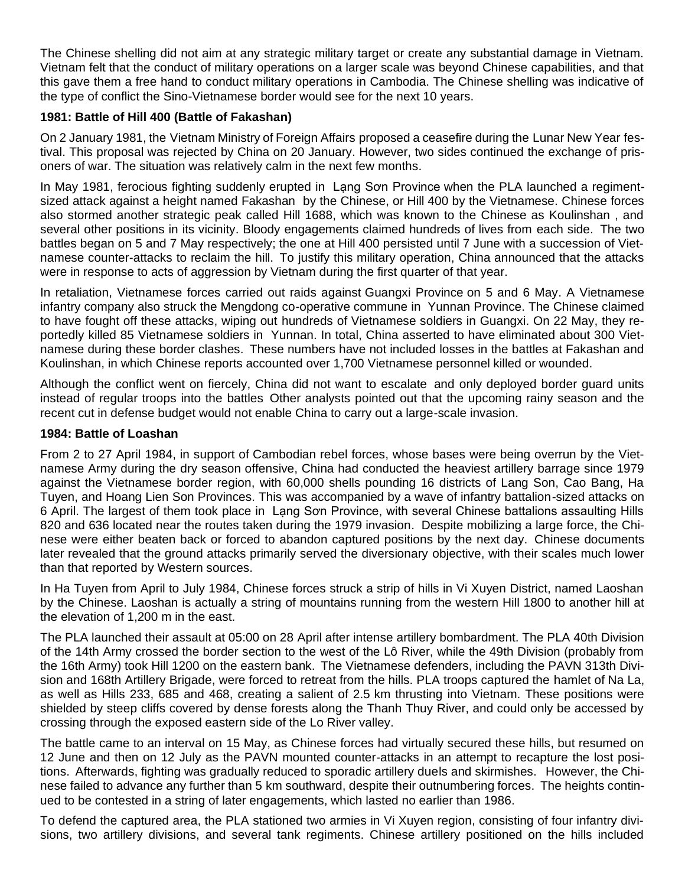The Chinese shelling did not aim at any strategic military target or create any substantial damage in Vietnam. Vietnam felt that the conduct of military operations on a larger scale was beyond Chinese capabilities, and that this gave them a free hand to conduct military operations in Cambodia. The Chinese shelling was indicative of the type of conflict the Sino-Vietnamese border would see for the next 10 years.

### 1981: Battle of Hill 400 (Battle of Fakashan)

On 2 January 1981, the Vietnam Ministry of Foreign Affairs proposed a ceasefire during the Lunar New Year festival. This proposal was rejected by China on 20 January. However, two sides continued the exchange of prisoners of war. The situation was relatively calm in the next few months.

In May 1981, ferocious fighting suddenly erupted in Lạng Sơn Province when the PLA launched a regiment-sized attack against a height named Fakashan by the Chinese, or Hill 400 by the Vietnamese. Chinese forces also stormed another strategic peak called Hill 1688, which was known to the Chinese as Koulinshan , and several other positions in its vicinity. Bloody engagements claimed hundreds of lives from each side. The two battles began on 5 and 7 May respectively; the one at Hill 400 persisted until 7 June with a succession of Vietnamese counter-attacks to reclaim the hill. To justify this military operation, China announced that the attacks were in response to acts of aggression by Vietnam during the first quarter of that year.

In retaliation, Vietnamese forces carried out raids against Guangxi Province on 5 and 6 May. A Vietnamese infantry company also struck the Mengdong co-operative commune in Yunnan Province. The Chinese claimed to have fought off these attacks, wiping out hundreds of Vietnamese soldiers in Guangxi. On 22 May, they reportedly killed 85 Vietnamese soldiers in Yunnan. In total, China asserted to have eliminated about 300 Vietnamese during these border clashes. These numbers have not included losses in the battles at Fakashan and Koulinshan, in which Chinese reports accounted over 1,700 Vietnamese personnel killed or wounded.

Although the conflict went on fiercely, China did not want to escalate and only deployed border guard units instead of regular troops into the battles Other analysts pointed out that the upcoming rainy season and the recent cut in defense budget would not enable China to carry out a large-scale invasion.

### 1984: Battle of Loashan

From 2 to 27 April 1984, in support of Cambodian rebel forces, whose bases were being overrun by the Vietnamese Army during the dry season offensive, China had conducted the heaviest artillery barrage since 1979 against the Vietnamese border region, with 60,000 shells pounding 16 districts of Lang Son, Cao Bang, Ha Tuyen, and Hoang Lien Son Provinces. This was accompanied by a wave of infantry battalion-sized attacks on 6 April. The largest of them took place in Lạng Sơn Province, with several Chinese battalions assaulting Hills 820 and 636 located near the routes taken during the 1979 invasion. Despite mobilizing a large force, the Chinese were either beaten back or forced to abandon captured positions by the next day. Chinese documents later revealed that the ground attacks primarily served the diversionary objective, with their scales much lower than that reported by Western sources.

In Ha Tuyen from April to July 1984, Chinese forces struck a strip of hills in Vi Xuyen District, named Laoshan by the Chinese. Laoshan is actually a string of mountains running from the western Hill 1800 to another hill at the elevation of 1,200 m in the east.

The PLA launched their assault at 05:00 on 28 April after intense artillery bombardment. The PLA 40th Division of the 14th Army crossed the border section to the west of the Lô River, while the 49th Division (probably from the 16th Army) took Hill 1200 on the eastern bank. The Vietnamese defenders, including the PAVN 313th Division and 168th Artillery Brigade, were forced to retreat from the hills. PLA troops captured the hamlet of Na La, as well as Hills 233, 685 and 468, creating a salient of 2.5 km thrusting into Vietnam. These positions were shielded by steep cliffs covered by dense forests along the Thanh Thuy River, and could only be accessed by crossing through the exposed eastern side of the Lo River valley.

The battle came to an interval on 15 May, as Chinese forces had virtually secured these hills, but resumed on 12 June and then on 12 July as the PAVN mounted counter-attacks in an attempt to recapture the lost positions. Afterwards, fighting was gradually reduced to sporadic artillery duels and skirmishes. However, the Chinese failed to advance any further than 5 km southward, despite their outnumbering forces. The heights continued to be contested in a string of later engagements, which lasted no earlier than 1986.

To defend the captured area, the PLA stationed two armies in Vi Xuyen region, consisting of four infantry divisions, two artillery divisions, and several tank regiments. Chinese artillery positioned on the hills included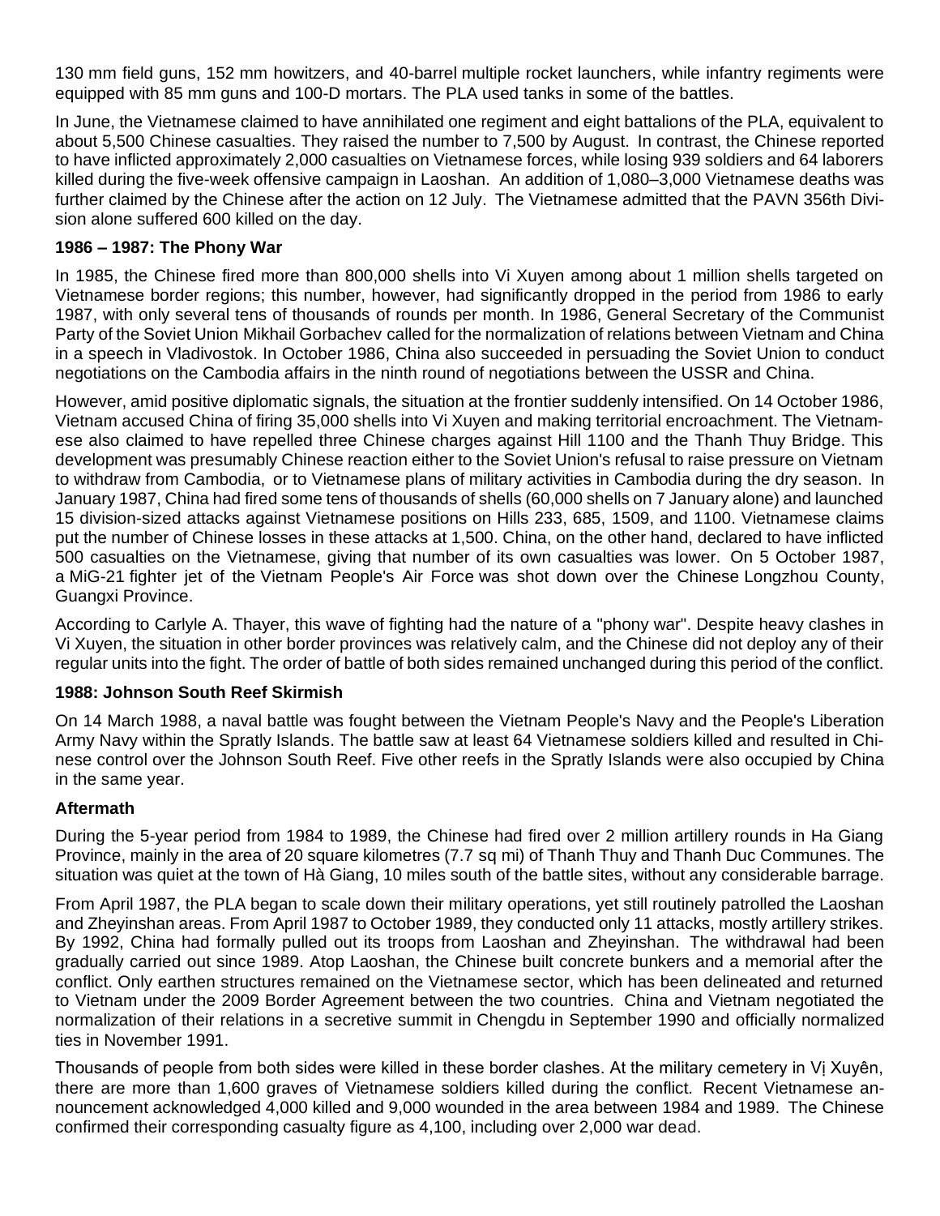130 mm field guns, 152 mm howitzers, and 40-barrel multiple rocket launchers, while infantry regiments were equipped with 85 mm guns and 100-D mortars. The PLA used tanks in some of the battles.

In June, the Vietnamese claimed to have annihilated one regiment and eight battalions of the PLA, equivalent to about 5,500 Chinese casualties. They raised the number to 7,500 by August. In contrast, the Chinese reported to have inflicted approximately 2,000 casualties on Vietnamese forces, while losing 939 soldiers and 64 laborers killed during the five-week offensive campaign in Laoshan. An addition of 1,080–3,000 Vietnamese deaths was further claimed by the Chinese after the action on 12 July. The Vietnamese admitted that the PAVN 356th Division alone suffered 600 killed on the day.

### 1986 – 1987: The Phony War

In 1985, the Chinese fired more than 800,000 shells into Vi Xuyen among about 1 million shells targeted on Vietnamese border regions; this number, however, had significantly dropped in the period from 1986 to early 1987, with only several tens of thousands of rounds per month. In 1986, General Secretary of the Communist Party of the Soviet Union Mikhail Gorbachev called for the normalization of relations between Vietnam and China in a speech in Vladivostok. In October 1986, China also succeeded in persuading the Soviet Union to conduct negotiations on the Cambodia affairs in the ninth round of negotiations between the USSR and China.

However, amid positive diplomatic signals, the situation at the frontier suddenly intensified. On 14 October 1986, Vietnam accused China of firing 35,000 shells into Vi Xuyen and making territorial encroachment. The Vietnamese also claimed to have repelled three Chinese charges against Hill 1100 and the Thanh Thuy Bridge. This development was presumably Chinese reaction either to the Soviet Union's refusal to raise pressure on Vietnam to withdraw from Cambodia, or to Vietnamese plans of military activities in Cambodia during the dry season. In January 1987, China had fired some tens of thousands of shells (60,000 shells on 7 January alone) and launched 15 division-sized attacks against Vietnamese positions on Hills 233, 685, 1509, and 1100. Vietnamese claims put the number of Chinese losses in these attacks at 1,500. China, on the other hand, declared to have inflicted 500 casualties on the Vietnamese, giving that number of its own casualties was lower. On 5 October 1987, a MiG-21 fighter jet of the Vietnam People's Air Force was shot down over the Chinese Longzhou County, Guangxi Province.

According to Carlyle A. Thayer, this wave of fighting had the nature of a "phony war". Despite heavy clashes in Vi Xuyen, the situation in other border provinces was relatively calm, and the Chinese did not deploy any of their regular units into the fight. The order of battle of both sides remained unchanged during this period of the conflict.

### 1988: Johnson South Reef Skirmish

On 14 March 1988, a naval battle was fought between the Vietnam People's Navy and the People's Liberation Army Navy within the Spratly Islands. The battle saw at least 64 Vietnamese soldiers killed and resulted in Chinese control over the Johnson South Reef. Five other reefs in the Spratly Islands were also occupied by China in the same year.

### Aftermath

During the 5-year period from 1984 to 1989, the Chinese had fired over 2 million artillery rounds in Ha Giang Province, mainly in the area of 20 square kilometres (7.7 sq mi) of Thanh Thuy and Thanh Duc Communes. The situation was quiet at the town of Hà Giang, 10 miles south of the battle sites, without any considerable barrage.

From April 1987, the PLA began to scale down their military operations, yet still routinely patrolled the Laoshan and Zheyinshan areas. From April 1987 to October 1989, they conducted only 11 attacks, mostly artillery strikes. By 1992, China had formally pulled out its troops from Laoshan and Zheyinshan. The withdrawal had been gradually carried out since 1989. Atop Laoshan, the Chinese built concrete bunkers and a memorial after the conflict. Only earthen structures remained on the Vietnamese sector, which has been delineated and returned to Vietnam under the 2009 Border Agreement between the two countries. China and Vietnam negotiated the normalization of their relations in a secretive summit in Chengdu in September 1990 and officially normalized ties in November 1991.

Thousands of people from both sides were killed in these border clashes. At the military cemetery in Vị Xuyên, there are more than 1,600 graves of Vietnamese soldiers killed during the conflict. Recent Vietnamese announcement acknowledged 4,000 killed and 9,000 wounded in the area between 1984 and 1989. The Chinese confirmed their corresponding casualty figure as 4,100, including over 2,000 war dead.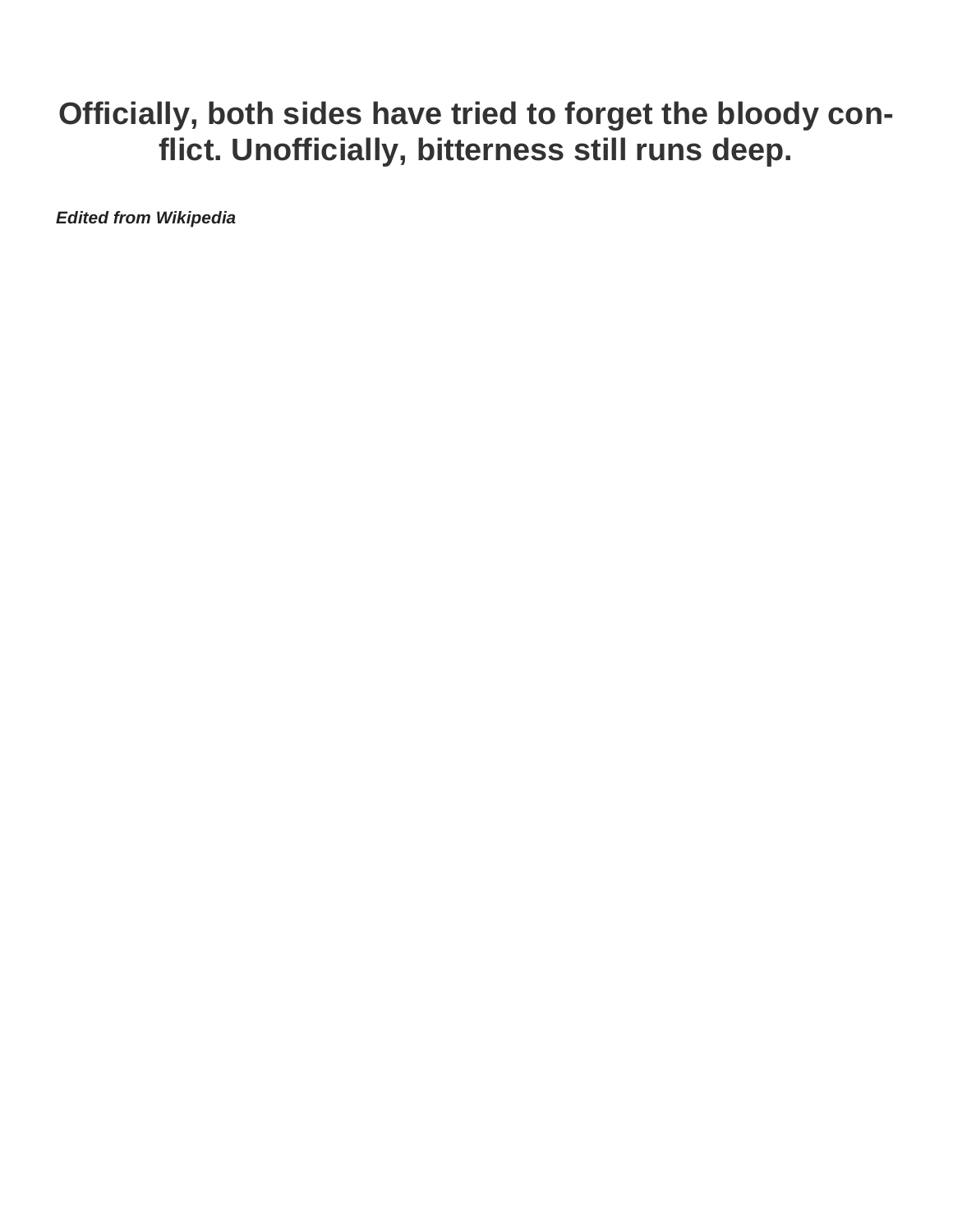## Officially, both sides have tried to forget the bloody conflict. Unofficially, bitterness still runs deep.

***Edited from Wikipedia***